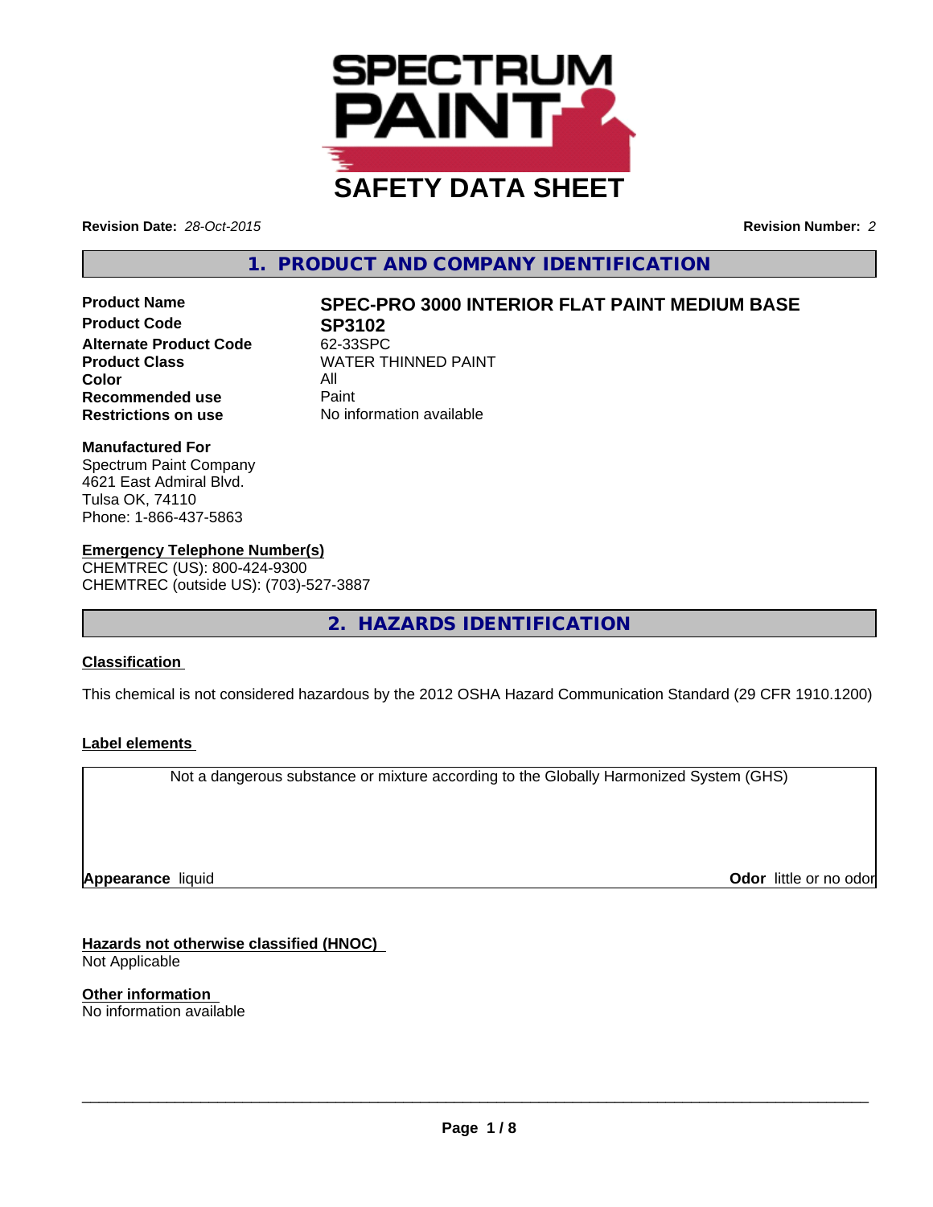# SAFETY DATA SHEET

**Revision Date:** *28-Oct-2015*

**Revision Number:** *2*

## 1. PRODUCT AND COMPANY IDENTIFICATION

| | |
|---|---|
| **Product Name** | **SPEC-PRO 3000 INTERIOR FLAT PAINT MEDIUM BASE** |
| **Product Code** | **SP3102** |
| **Alternate Product Code** | 62-33SPC |
| **Product Class** | WATER THINNED PAINT |
| **Color** | All |
| **Recommended use** | Paint |
| **Restrictions on use** | No information available |

**Manufactured For**
Spectrum Paint Company
4621 East Admiral Blvd.
Tulsa OK, 74110
Phone: 1-866-437-5863

**Emergency Telephone Number(s)**
CHEMTREC (US): 800-424-9300
CHEMTREC (outside US): (703)-527-3887

## 2. HAZARDS IDENTIFICATION

**Classification**

This chemical is not considered hazardous by the 2012 OSHA Hazard Communication Standard (29 CFR 1910.1200)

**Label elements**

Not a dangerous substance or mixture according to the Globally Harmonized System (GHS)

**Appearance** liquid

**Odor** little or no odor

**Hazards not otherwise classified (HNOC)**
Not Applicable

**Other information**
No information available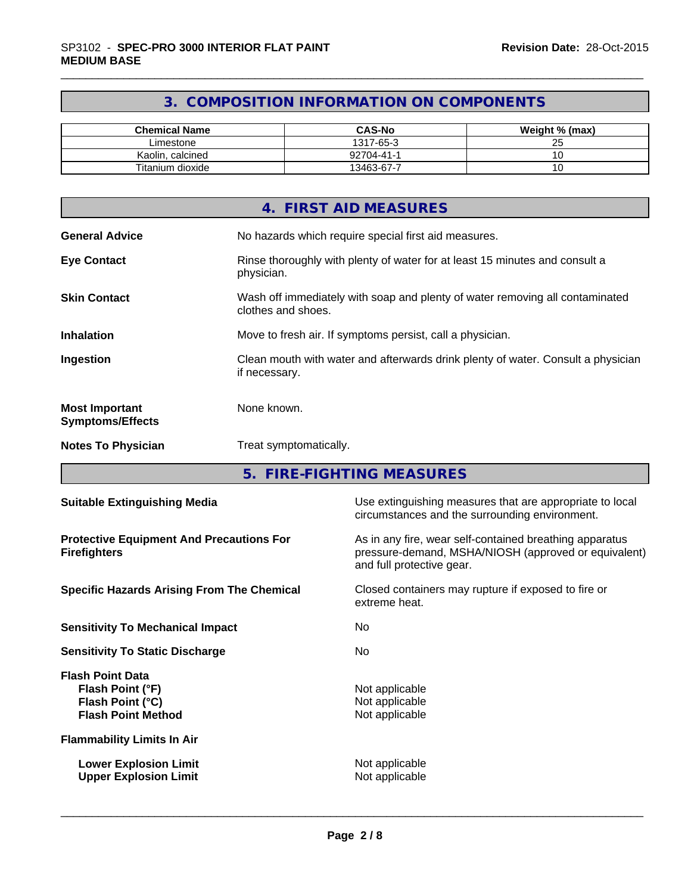## 3. COMPOSITION INFORMATION ON COMPONENTS

| Chemical Name | CAS-No | Weight % (max) |
|---|---|---|
| Limestone | 1317-65-3 | 25 |
| Kaolin, calcined | 92704-41-1 | 10 |
| Titanium dioxide | 13463-67-7 | 10 |

## 4. FIRST AID MEASURES

**General Advice**
No hazards which require special first aid measures.

**Eye Contact**
Rinse thoroughly with plenty of water for at least 15 minutes and consult a physician.

**Skin Contact**
Wash off immediately with soap and plenty of water removing all contaminated clothes and shoes.

**Inhalation**
Move to fresh air. If symptoms persist, call a physician.

**Ingestion**
Clean mouth with water and afterwards drink plenty of water. Consult a physician if necessary.

**Most Important Symptoms/Effects**
None known.

**Notes To Physician**
Treat symptomatically.

## 5. FIRE-FIGHTING MEASURES

**Suitable Extinguishing Media**
Use extinguishing measures that are appropriate to local circumstances and the surrounding environment.

**Protective Equipment And Precautions For Firefighters**
As in any fire, wear self-contained breathing apparatus pressure-demand, MSHA/NIOSH (approved or equivalent) and full protective gear.

**Specific Hazards Arising From The Chemical**
Closed containers may rupture if exposed to fire or extreme heat.

**Sensitivity To Mechanical Impact**
No

**Sensitivity To Static Discharge**
No

**Flash Point Data**

- **Flash Point (°F)**: Not applicable
- **Flash Point (°C)**: Not applicable
- **Flash Point Method**: Not applicable

**Flammability Limits In Air**

- **Lower Explosion Limit**: Not applicable
- **Upper Explosion Limit**: Not applicable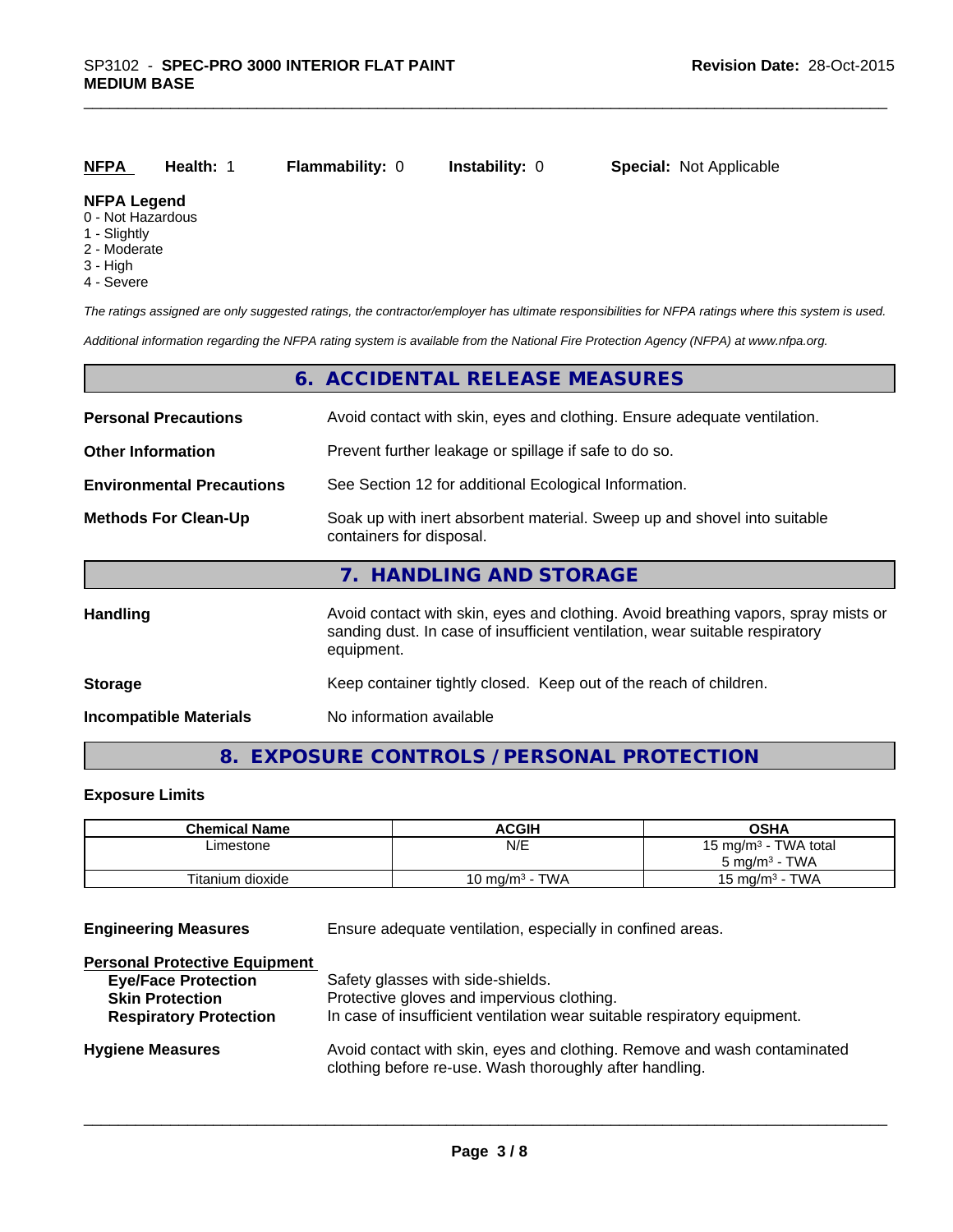**NFPA** **Health:** 1 **Flammability:** 0 **Instability:** 0 **Special:** Not Applicable

**NFPA Legend**
0 - Not Hazardous
1 - Slightly
2 - Moderate
3 - High
4 - Severe

*The ratings assigned are only suggested ratings, the contractor/employer has ultimate responsibilities for NFPA ratings where this system is used.*

*Additional information regarding the NFPA rating system is available from the National Fire Protection Agency (NFPA) at www.nfpa.org.*

## 6. ACCIDENTAL RELEASE MEASURES

**Personal Precautions** Avoid contact with skin, eyes and clothing. Ensure adequate ventilation.

**Other Information** Prevent further leakage or spillage if safe to do so.

**Environmental Precautions** See Section 12 for additional Ecological Information.

**Methods For Clean-Up** Soak up with inert absorbent material. Sweep up and shovel into suitable containers for disposal.

## 7. HANDLING AND STORAGE

**Handling** Avoid contact with skin, eyes and clothing. Avoid breathing vapors, spray mists or sanding dust. In case of insufficient ventilation, wear suitable respiratory equipment.

**Storage** Keep container tightly closed. Keep out of the reach of children.

**Incompatible Materials** No information available

## 8. EXPOSURE CONTROLS / PERSONAL PROTECTION

### Exposure Limits

| Chemical Name | ACGIH | OSHA |
|---|---|---|
| Limestone | N/E | 15 mg/m³ - TWA total<br>5 mg/m³ - TWA |
| Titanium dioxide | 10 mg/m³ - TWA | 15 mg/m³ - TWA |

**Engineering Measures** Ensure adequate ventilation, especially in confined areas.

**Personal Protective Equipment**
- **Eye/Face Protection** Safety glasses with side-shields.
- **Skin Protection** Protective gloves and impervious clothing.
- **Respiratory Protection** In case of insufficient ventilation wear suitable respiratory equipment.

**Hygiene Measures** Avoid contact with skin, eyes and clothing. Remove and wash contaminated clothing before re-use. Wash thoroughly after handling.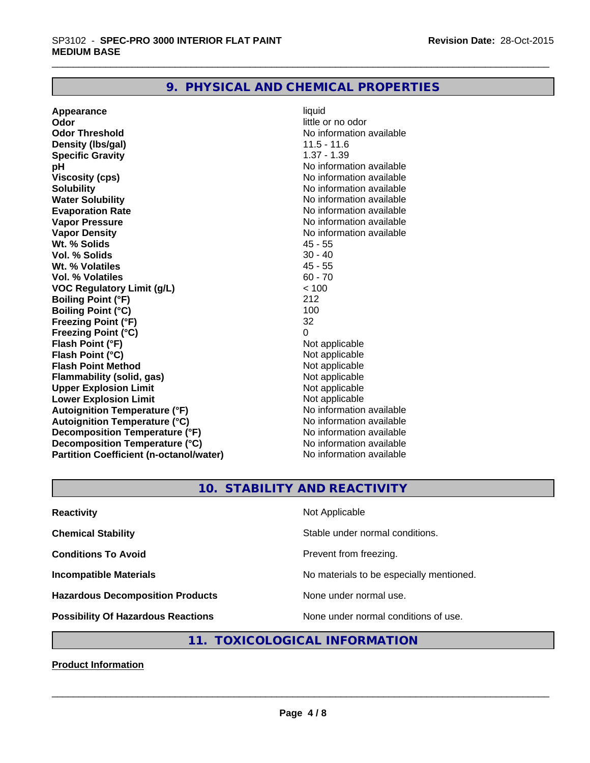## 9. PHYSICAL AND CHEMICAL PROPERTIES

| | |
|---|---|
| **Appearance** | liquid |
| **Odor** | little or no odor |
| **Odor Threshold** | No information available |
| **Density (lbs/gal)** | 11.5 - 11.6 |
| **Specific Gravity** | 1.37 - 1.39 |
| **pH** | No information available |
| **Viscosity (cps)** | No information available |
| **Solubility** | No information available |
| **Water Solubility** | No information available |
| **Evaporation Rate** | No information available |
| **Vapor Pressure** | No information available |
| **Vapor Density** | No information available |
| **Wt. % Solids** | 45 - 55 |
| **Vol. % Solids** | 30 - 40 |
| **Wt. % Volatiles** | 45 - 55 |
| **Vol. % Volatiles** | 60 - 70 |
| **VOC Regulatory Limit (g/L)** | < 100 |
| **Boiling Point (°F)** | 212 |
| **Boiling Point (°C)** | 100 |
| **Freezing Point (°F)** | 32 |
| **Freezing Point (°C)** | 0 |
| **Flash Point (°F)** | Not applicable |
| **Flash Point (°C)** | Not applicable |
| **Flash Point Method** | Not applicable |
| **Flammability (solid, gas)** | Not applicable |
| **Upper Explosion Limit** | Not applicable |
| **Lower Explosion Limit** | Not applicable |
| **Autoignition Temperature (°F)** | No information available |
| **Autoignition Temperature (°C)** | No information available |
| **Decomposition Temperature (°F)** | No information available |
| **Decomposition Temperature (°C)** | No information available |
| **Partition Coefficient (n-octanol/water)** | No information available |

## 10. STABILITY AND REACTIVITY

| | |
|---|---|
| **Reactivity** | Not Applicable |
| **Chemical Stability** | Stable under normal conditions. |
| **Conditions To Avoid** | Prevent from freezing. |
| **Incompatible Materials** | No materials to be especially mentioned. |
| **Hazardous Decomposition Products** | None under normal use. |
| **Possibility Of Hazardous Reactions** | None under normal conditions of use. |

## 11. TOXICOLOGICAL INFORMATION

**Product Information**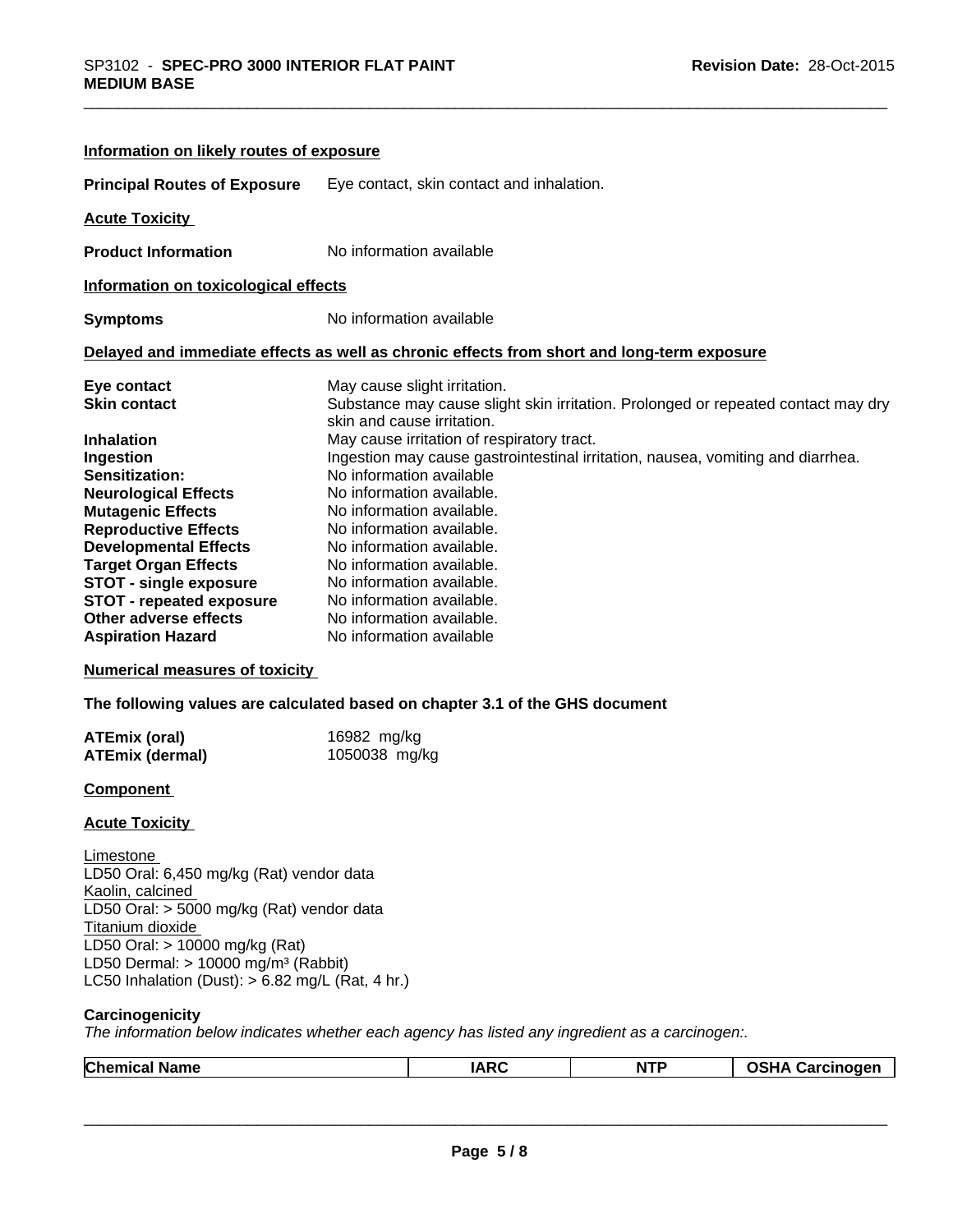**Information on likely routes of exposure**

**Principal Routes of Exposure** Eye contact, skin contact and inhalation.

**Acute Toxicity**

**Product Information** No information available

**Information on toxicological effects**

**Symptoms** No information available

**Delayed and immediate effects as well as chronic effects from short and long-term exposure**

| | |
|---|---|
| **Eye contact** | May cause slight irritation. |
| **Skin contact** | Substance may cause slight skin irritation. Prolonged or repeated contact may dry skin and cause irritation. |
| **Inhalation** | May cause irritation of respiratory tract. |
| **Ingestion** | Ingestion may cause gastrointestinal irritation, nausea, vomiting and diarrhea. |
| **Sensitization:** | No information available |
| **Neurological Effects** | No information available. |
| **Mutagenic Effects** | No information available. |
| **Reproductive Effects** | No information available. |
| **Developmental Effects** | No information available. |
| **Target Organ Effects** | No information available. |
| **STOT - single exposure** | No information available. |
| **STOT - repeated exposure** | No information available. |
| **Other adverse effects** | No information available. |
| **Aspiration Hazard** | No information available |

**Numerical measures of toxicity**

**The following values are calculated based on chapter 3.1 of the GHS document**

| | |
|---|---|
| **ATEmix (oral)** | 16982 mg/kg |
| **ATEmix (dermal)** | 1050038 mg/kg |

**Component**

**Acute Toxicity**

Limestone
LD50 Oral: 6,450 mg/kg (Rat) vendor data
Kaolin, calcined
LD50 Oral: > 5000 mg/kg (Rat) vendor data
Titanium dioxide
LD50 Oral: > 10000 mg/kg (Rat)
LD50 Dermal: > 10000 mg/m³ (Rabbit)
LC50 Inhalation (Dust): > 6.82 mg/L (Rat, 4 hr.)

**Carcinogenicity**

*The information below indicates whether each agency has listed any ingredient as a carcinogen:.*

| Chemical Name | IARC | NTP | OSHA Carcinogen |
|---|---|---|---|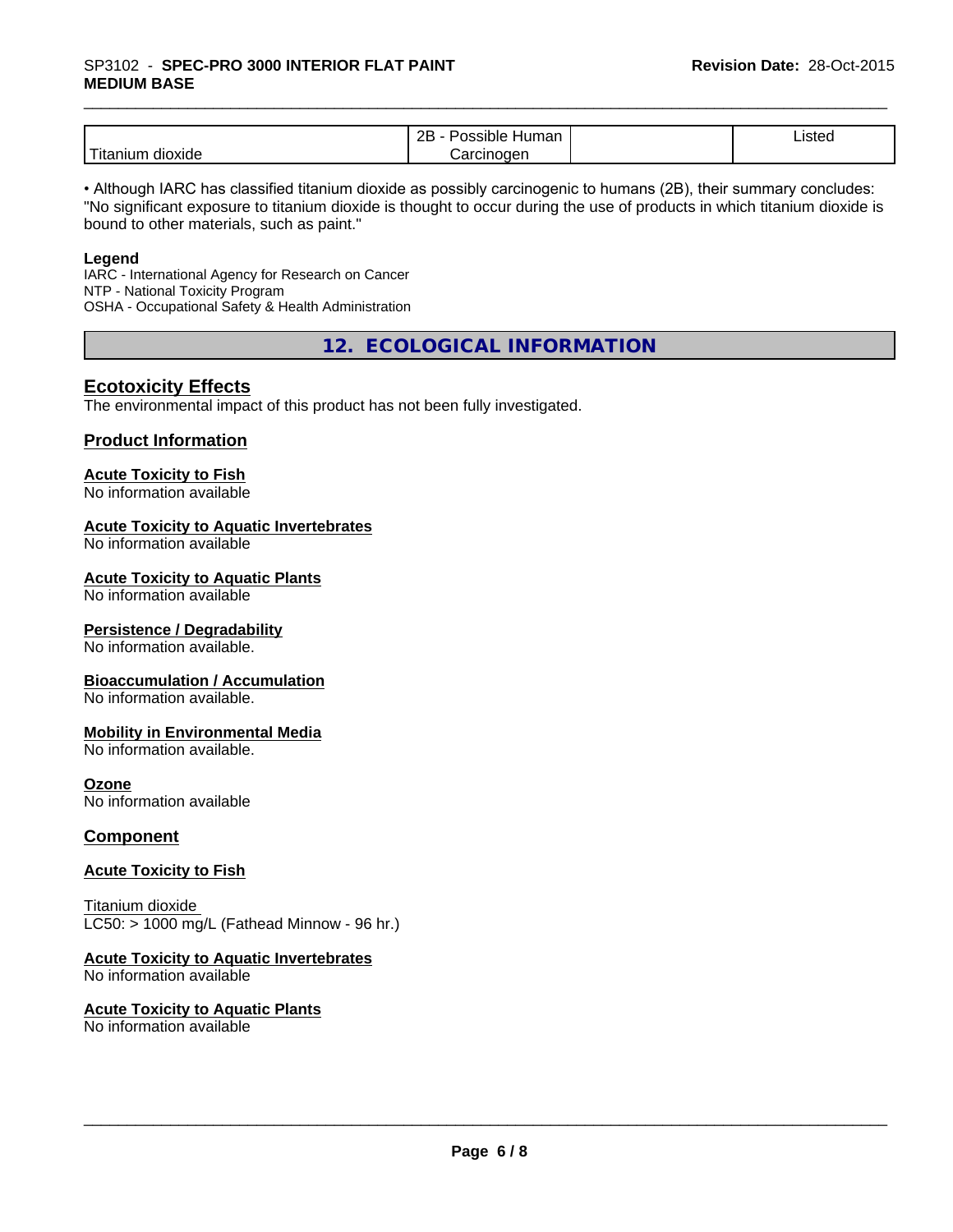| Titanium dioxide | 2B - Possible Human Carcinogen | | Listed |
|---|---|---|---|

• Although IARC has classified titanium dioxide as possibly carcinogenic to humans (2B), their summary concludes: "No significant exposure to titanium dioxide is thought to occur during the use of products in which titanium dioxide is bound to other materials, such as paint."

**Legend**
IARC - International Agency for Research on Cancer
NTP - National Toxicity Program
OSHA - Occupational Safety & Health Administration

## 12. ECOLOGICAL INFORMATION

### Ecotoxicity Effects

The environmental impact of this product has not been fully investigated.

### Product Information

**Acute Toxicity to Fish**
No information available

**Acute Toxicity to Aquatic Invertebrates**
No information available

**Acute Toxicity to Aquatic Plants**
No information available

**Persistence / Degradability**
No information available.

**Bioaccumulation / Accumulation**
No information available.

**Mobility in Environmental Media**
No information available.

**Ozone**
No information available

### Component

**Acute Toxicity to Fish**

Titanium dioxide
LC50: > 1000 mg/L (Fathead Minnow - 96 hr.)

**Acute Toxicity to Aquatic Invertebrates**
No information available

**Acute Toxicity to Aquatic Plants**
No information available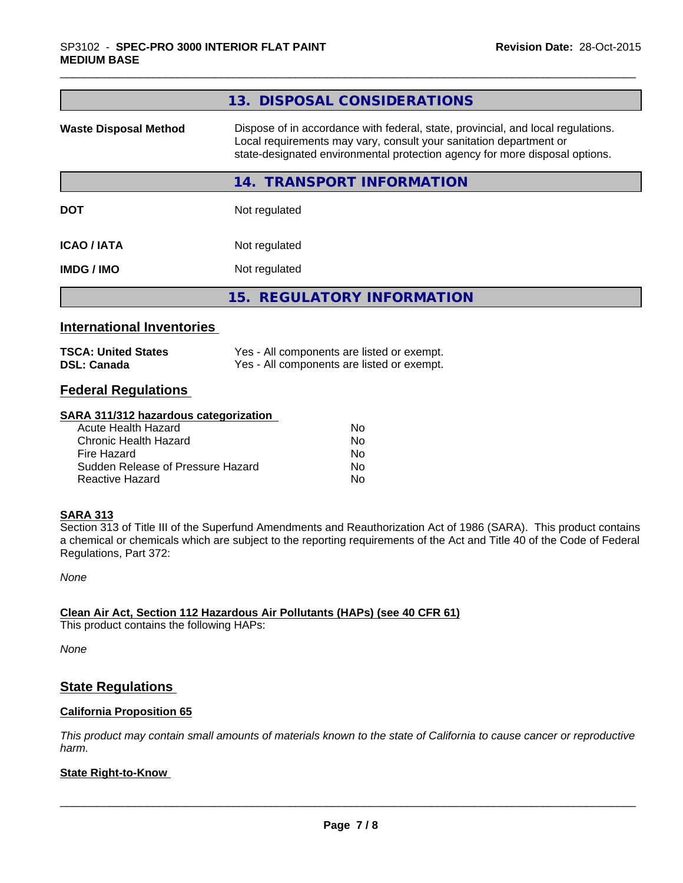## 13. DISPOSAL CONSIDERATIONS

| | |
|---|---|
| **Waste Disposal Method** | Dispose of in accordance with federal, state, provincial, and local regulations. Local requirements may vary, consult your sanitation department or state-designated environmental protection agency for more disposal options. |

## 14. TRANSPORT INFORMATION

| | |
|---|---|
| **DOT** | Not regulated |
| **ICAO / IATA** | Not regulated |
| **IMDG / IMO** | Not regulated |

## 15. REGULATORY INFORMATION

### International Inventories

| | |
|---|---|
| **TSCA: United States** | Yes - All components are listed or exempt. |
| **DSL: Canada** | Yes - All components are listed or exempt. |

### Federal Regulations

**SARA 311/312 hazardous categorization**

| | |
|---|---|
| Acute Health Hazard | No |
| Chronic Health Hazard | No |
| Fire Hazard | No |
| Sudden Release of Pressure Hazard | No |
| Reactive Hazard | No |

**SARA 313**

Section 313 of Title III of the Superfund Amendments and Reauthorization Act of 1986 (SARA). This product contains a chemical or chemicals which are subject to the reporting requirements of the Act and Title 40 of the Code of Federal Regulations, Part 372:

*None*

**Clean Air Act, Section 112 Hazardous Air Pollutants (HAPs) (see 40 CFR 61)**

This product contains the following HAPs:

*None*

### State Regulations

**California Proposition 65**

*This product may contain small amounts of materials known to the state of California to cause cancer or reproductive harm.*

**State Right-to-Know**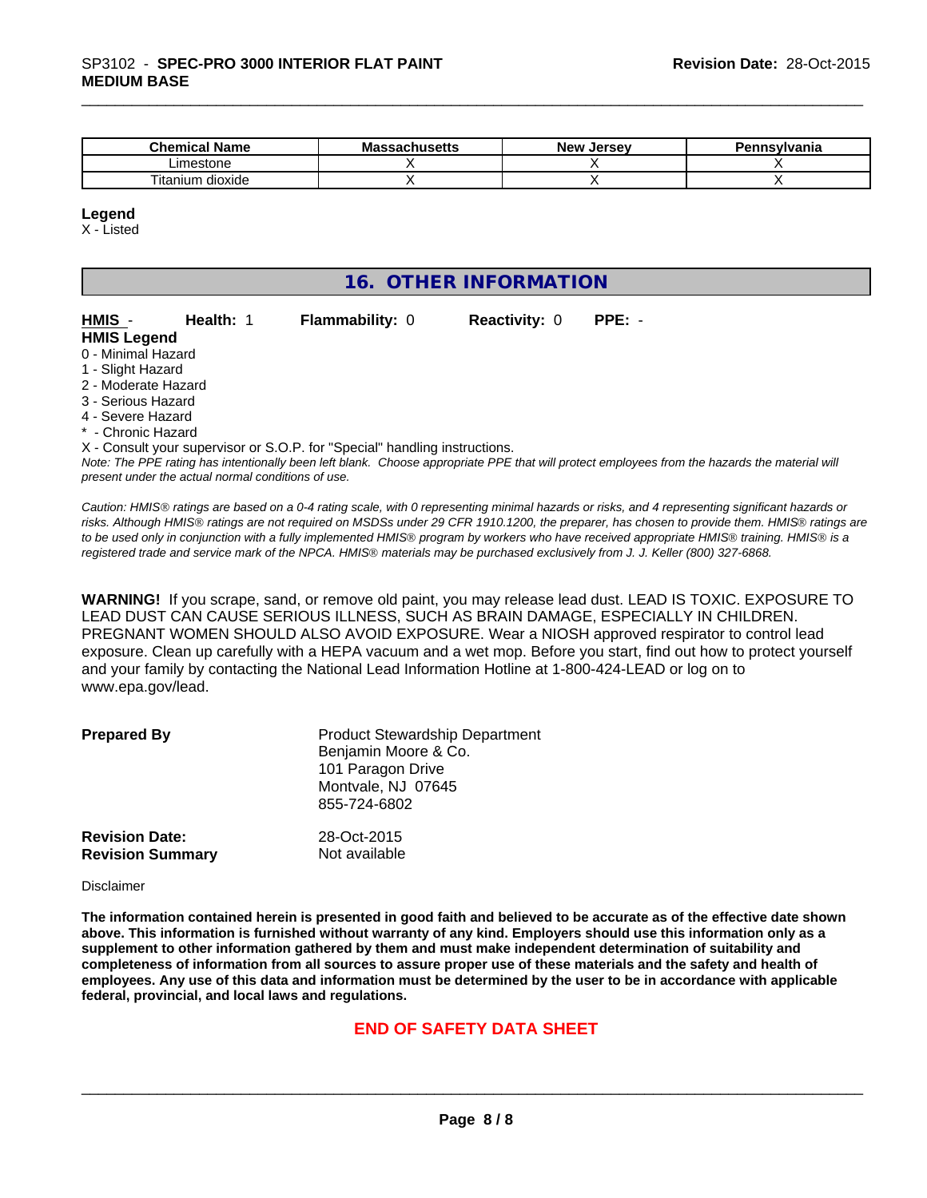| Chemical Name | Massachusetts | New Jersey | Pennsylvania |
| --- | --- | --- | --- |
| Limestone | X | X | X |
| Titanium dioxide | X | X | X |

**Legend**
X - Listed

## 16. OTHER INFORMATION

**HMIS** - **Health:** 1 **Flammability:** 0 **Reactivity:** 0 **PPE:** -

**HMIS Legend**
0 - Minimal Hazard
1 - Slight Hazard
2 - Moderate Hazard
3 - Serious Hazard
4 - Severe Hazard
* - Chronic Hazard
X - Consult your supervisor or S.O.P. for "Special" handling instructions.

*Note: The PPE rating has intentionally been left blank. Choose appropriate PPE that will protect employees from the hazards the material will present under the actual normal conditions of use.*

*Caution: HMIS® ratings are based on a 0-4 rating scale, with 0 representing minimal hazards or risks, and 4 representing significant hazards or risks. Although HMIS® ratings are not required on MSDSs under 29 CFR 1910.1200, the preparer, has chosen to provide them. HMIS® ratings are to be used only in conjunction with a fully implemented HMIS® program by workers who have received appropriate HMIS® training. HMIS® is a registered trade and service mark of the NPCA. HMIS® materials may be purchased exclusively from J. J. Keller (800) 327-6868.*

**WARNING!** If you scrape, sand, or remove old paint, you may release lead dust. LEAD IS TOXIC. EXPOSURE TO LEAD DUST CAN CAUSE SERIOUS ILLNESS, SUCH AS BRAIN DAMAGE, ESPECIALLY IN CHILDREN. PREGNANT WOMEN SHOULD ALSO AVOID EXPOSURE. Wear a NIOSH approved respirator to control lead exposure. Clean up carefully with a HEPA vacuum and a wet mop. Before you start, find out how to protect yourself and your family by contacting the National Lead Information Hotline at 1-800-424-LEAD or log on to www.epa.gov/lead.

**Prepared By** Product Stewardship Department
Benjamin Moore & Co.
101 Paragon Drive
Montvale, NJ 07645
855-724-6802

**Revision Date:** 28-Oct-2015
**Revision Summary** Not available

Disclaimer

**The information contained herein is presented in good faith and believed to be accurate as of the effective date shown above. This information is furnished without warranty of any kind. Employers should use this information only as a supplement to other information gathered by them and must make independent determination of suitability and completeness of information from all sources to assure proper use of these materials and the safety and health of employees. Any use of this data and information must be determined by the user to be in accordance with applicable federal, provincial, and local laws and regulations.**

**END OF SAFETY DATA SHEET**